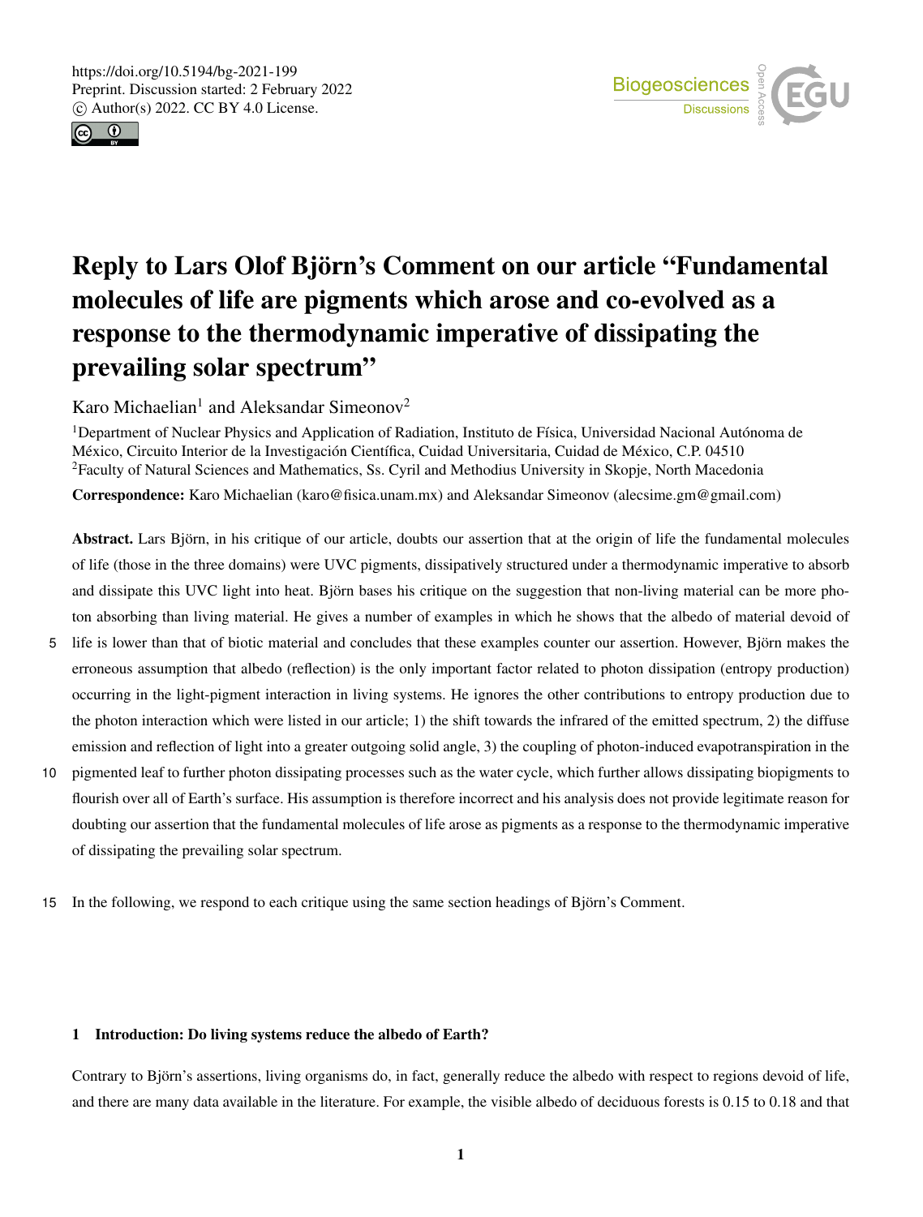# Reply to Lars Olof Björn's Comment on our article "Fundamental molecules of life are pigments which arose and co-evolved as a response to the thermodynamic imperative of dissipating the prevailing solar spectrum"

Karo Michaelian[1] and Aleksandar Simeonov[2]

[1]Department of Nuclear Physics and Application of Radiation, Instituto de Física, Universidad Nacional Autónoma de México, Circuito Interior de la Investigación Científica, Cuidad Universitaria, Cuidad de México, C.P. 04510

[2]Faculty of Natural Sciences and Mathematics, Ss. Cyril and Methodius University in Skopje, North Macedonia

**Correspondence:** Karo Michaelian (karo@fisica.unam.mx) and Aleksandar Simeonov (alecsime.gm@gmail.com)

**Abstract.** Lars Björn, in his critique of our article, doubts our assertion that at the origin of life the fundamental molecules of life (those in the three domains) were UVC pigments, dissipatively structured under a thermodynamic imperative to absorb and dissipate this UVC light into heat. Björn bases his critique on the suggestion that non-living material can be more photon absorbing than living material. He gives a number of examples in which he shows that the albedo of material devoid of life is lower than that of biotic material and concludes that these examples counter our assertion. However, Björn makes the erroneous assumption that albedo (reflection) is the only important factor related to photon dissipation (entropy production) occurring in the light-pigment interaction in living systems. He ignores the other contributions to entropy production due to the photon interaction which were listed in our article; 1) the shift towards the infrared of the emitted spectrum, 2) the diffuse emission and reflection of light into a greater outgoing solid angle, 3) the coupling of photon-induced evapotranspiration in the pigmented leaf to further photon dissipating processes such as the water cycle, which further allows dissipating biopigments to flourish over all of Earth's surface. His assumption is therefore incorrect and his analysis does not provide legitimate reason for doubting our assertion that the fundamental molecules of life arose as pigments as a response to the thermodynamic imperative of dissipating the prevailing solar spectrum.

In the following, we respond to each critique using the same section headings of Björn's Comment.

## 1 Introduction: Do living systems reduce the albedo of Earth?

Contrary to Björn's assertions, living organisms do, in fact, generally reduce the albedo with respect to regions devoid of life, and there are many data available in the literature. For example, the visible albedo of deciduous forests is 0.15 to 0.18 and that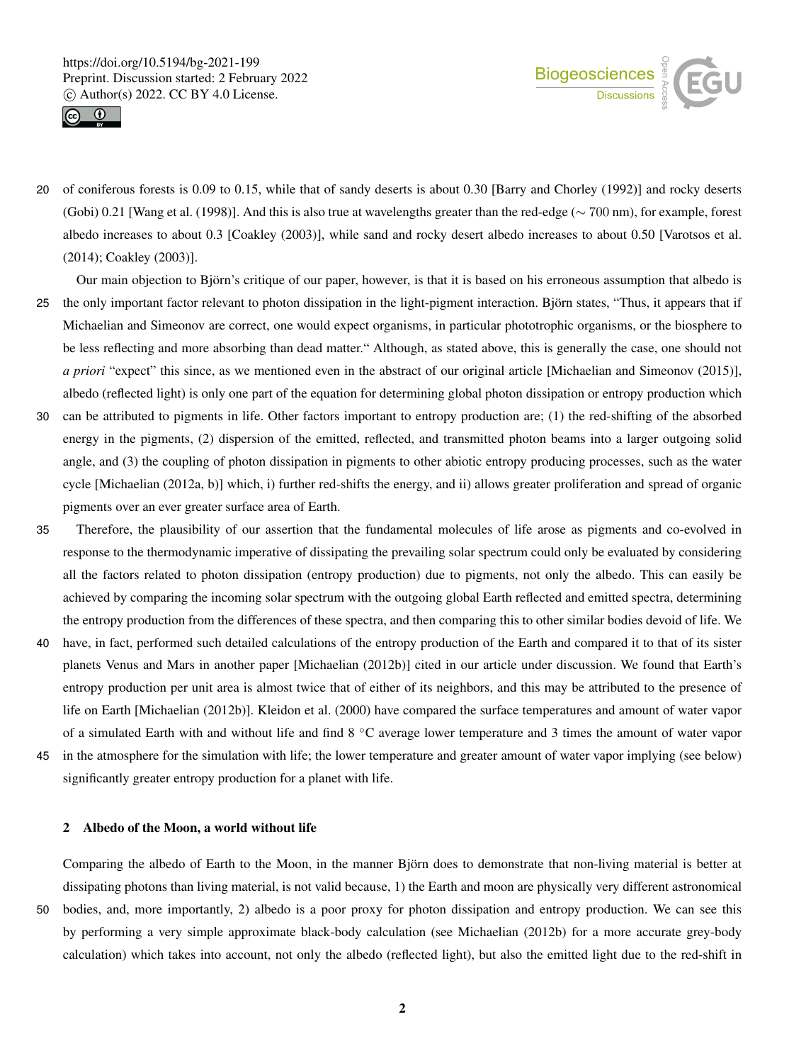of coniferous forests is 0.09 to 0.15, while that of sandy deserts is about 0.30 [Barry and Chorley (1992)] and rocky deserts (Gobi) 0.21 [Wang et al. (1998)]. And this is also true at wavelengths greater than the red-edge ($\sim 700$ nm), for example, forest albedo increases to about 0.3 [Coakley (2003)], while sand and rocky desert albedo increases to about 0.50 [Varotsos et al. (2014); Coakley (2003)].

Our main objection to Björn's critique of our paper, however, is that it is based on his erroneous assumption that albedo is the only important factor relevant to photon dissipation in the light-pigment interaction. Björn states, "Thus, it appears that if Michaelian and Simeonov are correct, one would expect organisms, in particular phototrophic organisms, or the biosphere to be less reflecting and more absorbing than dead matter." Although, as stated above, this is generally the case, one should not *a priori* "expect" this since, as we mentioned even in the abstract of our original article [Michaelian and Simeonov (2015)], albedo (reflected light) is only one part of the equation for determining global photon dissipation or entropy production which can be attributed to pigments in life. Other factors important to entropy production are; (1) the red-shifting of the absorbed energy in the pigments, (2) dispersion of the emitted, reflected, and transmitted photon beams into a larger outgoing solid angle, and (3) the coupling of photon dissipation in pigments to other abiotic entropy producing processes, such as the water cycle [Michaelian (2012a, b)] which, i) further red-shifts the energy, and ii) allows greater proliferation and spread of organic pigments over an ever greater surface area of Earth.

Therefore, the plausibility of our assertion that the fundamental molecules of life arose as pigments and co-evolved in response to the thermodynamic imperative of dissipating the prevailing solar spectrum could only be evaluated by considering all the factors related to photon dissipation (entropy production) due to pigments, not only the albedo. This can easily be achieved by comparing the incoming solar spectrum with the outgoing global Earth reflected and emitted spectra, determining the entropy production from the differences of these spectra, and then comparing this to other similar bodies devoid of life. We have, in fact, performed such detailed calculations of the entropy production of the Earth and compared it to that of its sister planets Venus and Mars in another paper [Michaelian (2012b)] cited in our article under discussion. We found that Earth's entropy production per unit area is almost twice that of either of its neighbors, and this may be attributed to the presence of life on Earth [Michaelian (2012b)]. Kleidon et al. (2000) have compared the surface temperatures and amount of water vapor of a simulated Earth with and without life and find 8 °C average lower temperature and 3 times the amount of water vapor in the atmosphere for the simulation with life; the lower temperature and greater amount of water vapor implying (see below) significantly greater entropy production for a planet with life.

## 2 Albedo of the Moon, a world without life

Comparing the albedo of Earth to the Moon, in the manner Björn does to demonstrate that non-living material is better at dissipating photons than living material, is not valid because, 1) the Earth and moon are physically very different astronomical bodies, and, more importantly, 2) albedo is a poor proxy for photon dissipation and entropy production. We can see this by performing a very simple approximate black-body calculation (see Michaelian (2012b) for a more accurate grey-body calculation) which takes into account, not only the albedo (reflected light), but also the emitted light due to the red-shift in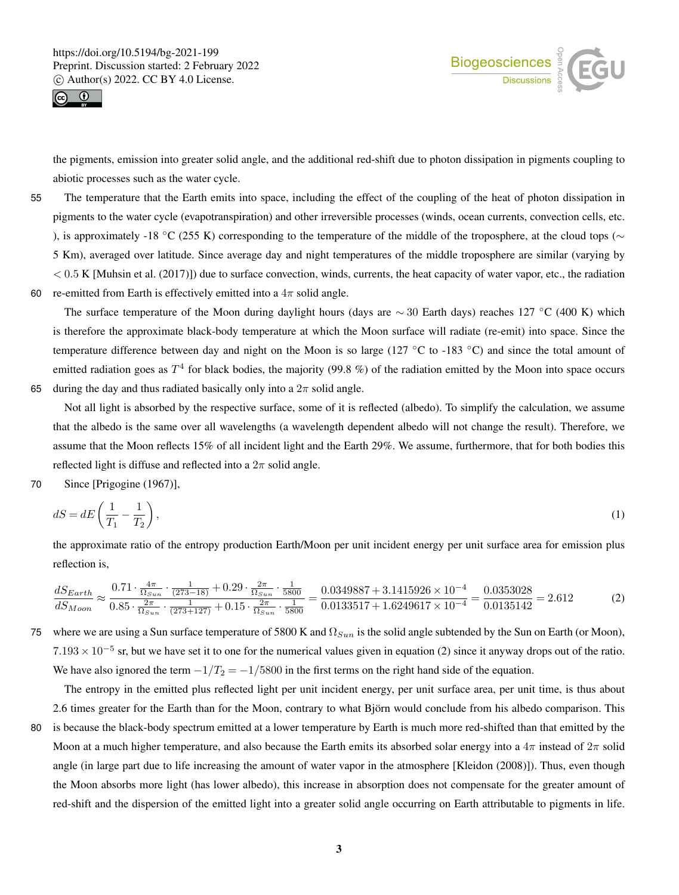the pigments, emission into greater solid angle, and the additional red-shift due to photon dissipation in pigments coupling to abiotic processes such as the water cycle.

The temperature that the Earth emits into space, including the effect of the coupling of the heat of photon dissipation in pigments to the water cycle (evapotranspiration) and other irreversible processes (winds, ocean currents, convection cells, etc. ), is approximately -18 °C (255 K) corresponding to the temperature of the middle of the troposphere, at the cloud tops ($\sim$ 5 Km), averaged over latitude. Since average day and night temperatures of the middle troposphere are similar (varying by $< 0.5$ K [Muhsin et al. (2017)]) due to surface convection, winds, currents, the heat capacity of water vapor, etc., the radiation re-emitted from Earth is effectively emitted into a $4\pi$ solid angle.

The surface temperature of the Moon during daylight hours (days are $\sim 30$ Earth days) reaches 127 °C (400 K) which is therefore the approximate black-body temperature at which the Moon surface will radiate (re-emit) into space. Since the temperature difference between day and night on the Moon is so large (127 °C to -183 °C) and since the total amount of emitted radiation goes as $T^4$ for black bodies, the majority (99.8 %) of the radiation emitted by the Moon into space occurs during the day and thus radiated basically only into a $2\pi$ solid angle.

Not all light is absorbed by the respective surface, some of it is reflected (albedo). To simplify the calculation, we assume that the albedo is the same over all wavelengths (a wavelength dependent albedo will not change the result). Therefore, we assume that the Moon reflects 15% of all incident light and the Earth 29%. We assume, furthermore, that for both bodies this reflected light is diffuse and reflected into a $2\pi$ solid angle.

Since [Prigogine (1967)],

$$dS = dE\left(\frac{1}{T_1} - \frac{1}{T_2}\right), \tag{1}$$

the approximate ratio of the entropy production Earth/Moon per unit incident energy per unit surface area for emission plus reflection is,

$$\frac{dS_{Earth}}{dS_{Moon}} \approx \frac{0.71 \cdot \frac{4\pi}{\Omega_{Sun}} \cdot \frac{1}{(273-18)} + 0.29 \cdot \frac{2\pi}{\Omega_{Sun}} \cdot \frac{1}{5800}}{0.85 \cdot \frac{2\pi}{\Omega_{Sun}} \cdot \frac{1}{(273+127)} + 0.15 \cdot \frac{2\pi}{\Omega_{Sun}} \cdot \frac{1}{5800}} = \frac{0.0349887 + 3.1415926 \times 10^{-4}}{0.0133517 + 1.6249617 \times 10^{-4}} = \frac{0.0353028}{0.0135142} = 2.612 \tag{2}$$

where we are using a Sun surface temperature of 5800 K and $\Omega_{Sun}$ is the solid angle subtended by the Sun on Earth (or Moon), $7.193 \times 10^{-5}$ sr, but we have set it to one for the numerical values given in equation (2) since it anyway drops out of the ratio. We have also ignored the term $-1/T_2 = -1/5800$ in the first terms on the right hand side of the equation.

The entropy in the emitted plus reflected light per unit incident energy, per unit surface area, per unit time, is thus about 2.6 times greater for the Earth than for the Moon, contrary to what Björn would conclude from his albedo comparison. This is because the black-body spectrum emitted at a lower temperature by Earth is much more red-shifted than that emitted by the Moon at a much higher temperature, and also because the Earth emits its absorbed solar energy into a $4\pi$ instead of $2\pi$ solid angle (in large part due to life increasing the amount of water vapor in the atmosphere [Kleidon (2008)]). Thus, even though the Moon absorbs more light (has lower albedo), this increase in absorption does not compensate for the greater amount of red-shift and the dispersion of the emitted light into a greater solid angle occurring on Earth attributable to pigments in life.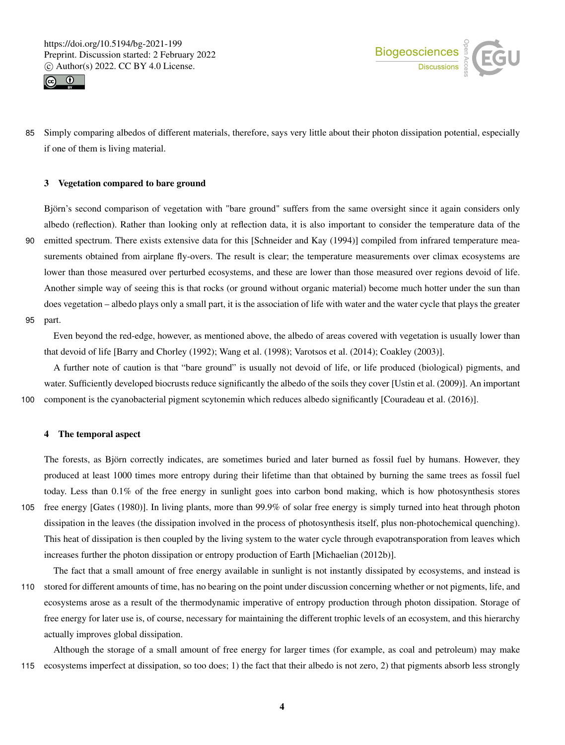Simply comparing albedos of different materials, therefore, says very little about their photon dissipation potential, especially if one of them is living material.

## 3 Vegetation compared to bare ground

Björn's second comparison of vegetation with "bare ground" suffers from the same oversight since it again considers only albedo (reflection). Rather than looking only at reflection data, it is also important to consider the temperature data of the emitted spectrum. There exists extensive data for this [Schneider and Kay (1994)] compiled from infrared temperature measurements obtained from airplane fly-overs. The result is clear; the temperature measurements over climax ecosystems are lower than those measured over perturbed ecosystems, and these are lower than those measured over regions devoid of life. Another simple way of seeing this is that rocks (or ground without organic material) become much hotter under the sun than does vegetation – albedo plays only a small part, it is the association of life with water and the water cycle that plays the greater part.

Even beyond the red-edge, however, as mentioned above, the albedo of areas covered with vegetation is usually lower than that devoid of life [Barry and Chorley (1992); Wang et al. (1998); Varotsos et al. (2014); Coakley (2003)].

A further note of caution is that "bare ground" is usually not devoid of life, or life produced (biological) pigments, and water. Sufficiently developed biocrusts reduce significantly the albedo of the soils they cover [Ustin et al. (2009)]. An important component is the cyanobacterial pigment scytonemin which reduces albedo significantly [Couradeau et al. (2016)].

## 4 The temporal aspect

The forests, as Björn correctly indicates, are sometimes buried and later burned as fossil fuel by humans. However, they produced at least 1000 times more entropy during their lifetime than that obtained by burning the same trees as fossil fuel today. Less than 0.1% of the free energy in sunlight goes into carbon bond making, which is how photosynthesis stores free energy [Gates (1980)]. In living plants, more than 99.9% of solar free energy is simply turned into heat through photon dissipation in the leaves (the dissipation involved in the process of photosynthesis itself, plus non-photochemical quenching). This heat of dissipation is then coupled by the living system to the water cycle through evapotransporation from leaves which increases further the photon dissipation or entropy production of Earth [Michaelian (2012b)].

The fact that a small amount of free energy available in sunlight is not instantly dissipated by ecosystems, and instead is stored for different amounts of time, has no bearing on the point under discussion concerning whether or not pigments, life, and ecosystems arose as a result of the thermodynamic imperative of entropy production through photon dissipation. Storage of free energy for later use is, of course, necessary for maintaining the different trophic levels of an ecosystem, and this hierarchy actually improves global dissipation.

Although the storage of a small amount of free energy for larger times (for example, as coal and petroleum) may make ecosystems imperfect at dissipation, so too does; 1) the fact that their albedo is not zero, 2) that pigments absorb less strongly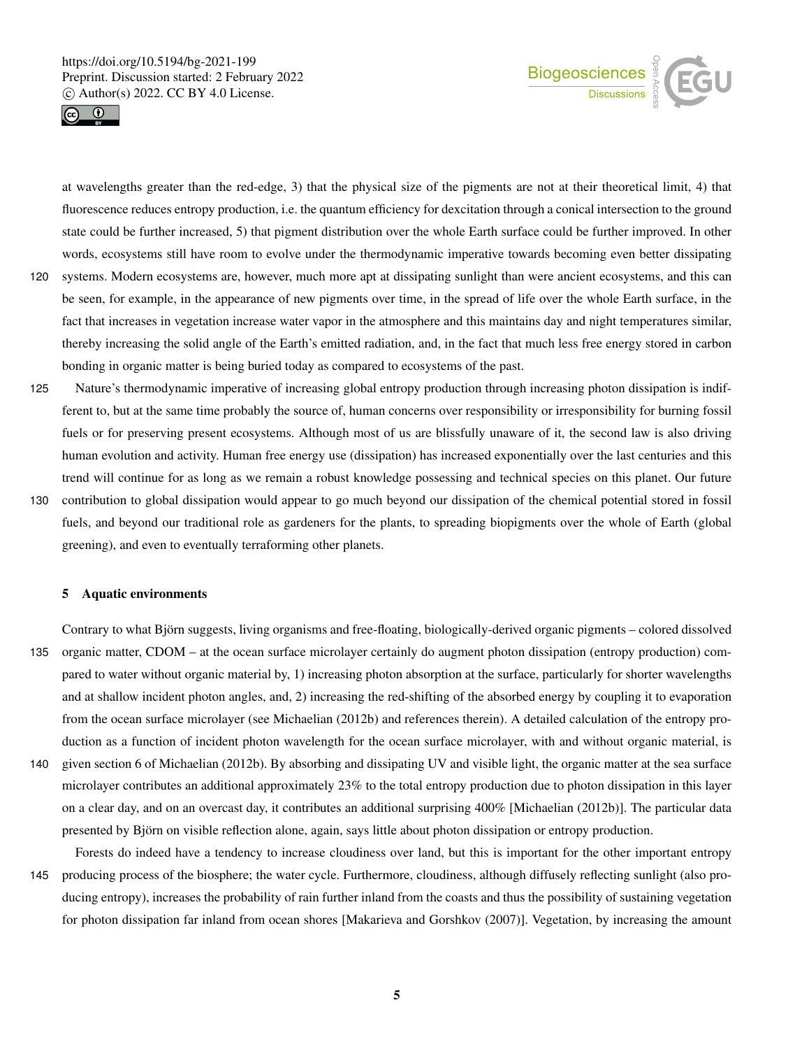at wavelengths greater than the red-edge, 3) that the physical size of the pigments are not at their theoretical limit, 4) that fluorescence reduces entropy production, i.e. the quantum efficiency for dexcitation through a conical intersection to the ground state could be further increased, 5) that pigment distribution over the whole Earth surface could be further improved. In other words, ecosystems still have room to evolve under the thermodynamic imperative towards becoming even better dissipating systems. Modern ecosystems are, however, much more apt at dissipating sunlight than were ancient ecosystems, and this can be seen, for example, in the appearance of new pigments over time, in the spread of life over the whole Earth surface, in the fact that increases in vegetation increase water vapor in the atmosphere and this maintains day and night temperatures similar, thereby increasing the solid angle of the Earth's emitted radiation, and, in the fact that much less free energy stored in carbon bonding in organic matter is being buried today as compared to ecosystems of the past.

Nature's thermodynamic imperative of increasing global entropy production through increasing photon dissipation is indifferent to, but at the same time probably the source of, human concerns over responsibility or irresponsibility for burning fossil fuels or for preserving present ecosystems. Although most of us are blissfully unaware of it, the second law is also driving human evolution and activity. Human free energy use (dissipation) has increased exponentially over the last centuries and this trend will continue for as long as we remain a robust knowledge possessing and technical species on this planet. Our future contribution to global dissipation would appear to go much beyond our dissipation of the chemical potential stored in fossil fuels, and beyond our traditional role as gardeners for the plants, to spreading biopigments over the whole of Earth (global greening), and even to eventually terraforming other planets.

## 5 Aquatic environments

Contrary to what Björn suggests, living organisms and free-floating, biologically-derived organic pigments – colored dissolved organic matter, CDOM – at the ocean surface microlayer certainly do augment photon dissipation (entropy production) compared to water without organic material by, 1) increasing photon absorption at the surface, particularly for shorter wavelengths and at shallow incident photon angles, and, 2) increasing the red-shifting of the absorbed energy by coupling it to evaporation from the ocean surface microlayer (see Michaelian (2012b) and references therein). A detailed calculation of the entropy production as a function of incident photon wavelength for the ocean surface microlayer, with and without organic material, is given section 6 of Michaelian (2012b). By absorbing and dissipating UV and visible light, the organic matter at the sea surface microlayer contributes an additional approximately 23% to the total entropy production due to photon dissipation in this layer on a clear day, and on an overcast day, it contributes an additional surprising 400% [Michaelian (2012b)]. The particular data presented by Björn on visible reflection alone, again, says little about photon dissipation or entropy production.

Forests do indeed have a tendency to increase cloudiness over land, but this is important for the other important entropy producing process of the biosphere; the water cycle. Furthermore, cloudiness, although diffusely reflecting sunlight (also producing entropy), increases the probability of rain further inland from the coasts and thus the possibility of sustaining vegetation for photon dissipation far inland from ocean shores [Makarieva and Gorshkov (2007)]. Vegetation, by increasing the amount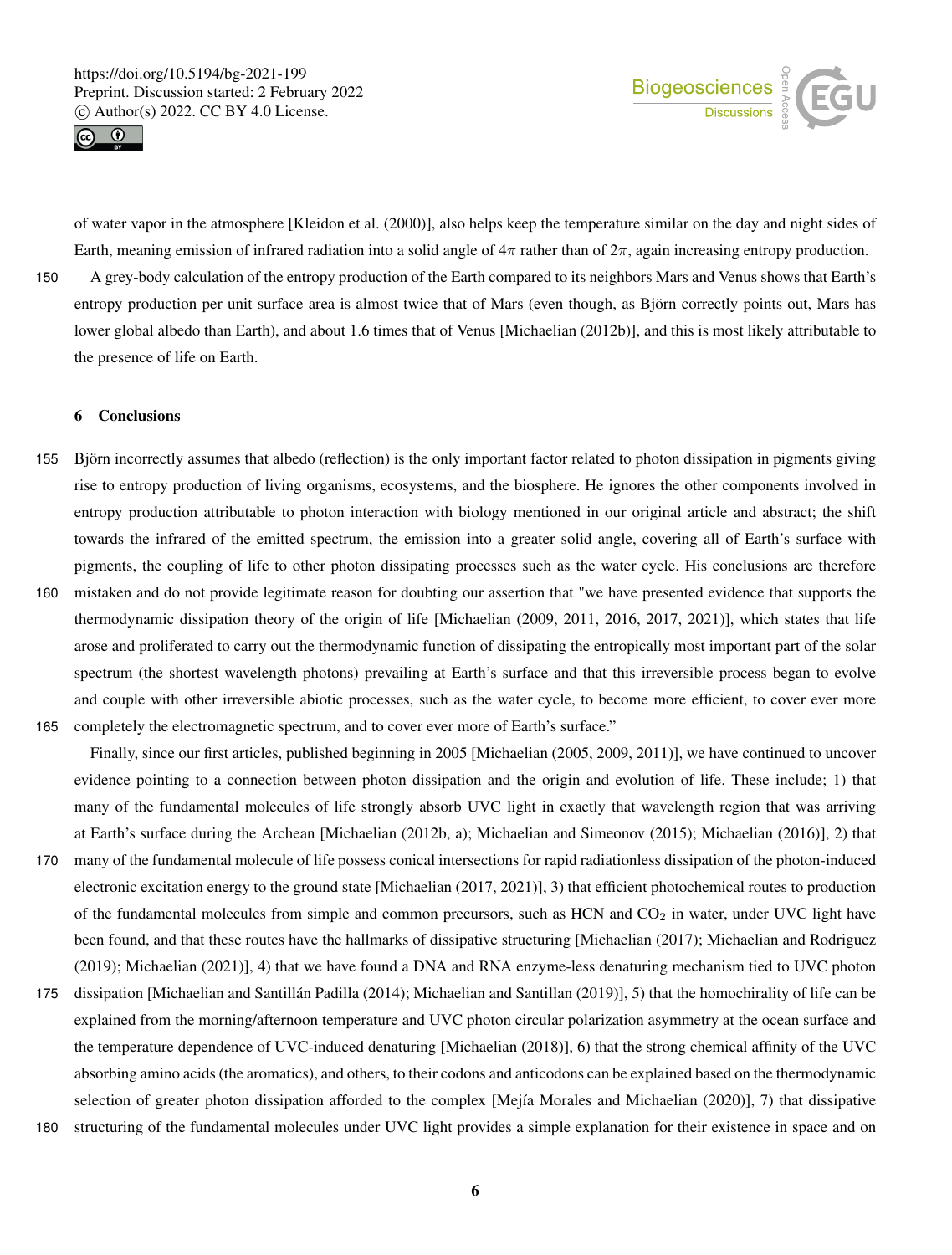of water vapor in the atmosphere [Kleidon et al. (2000)], also helps keep the temperature similar on the day and night sides of Earth, meaning emission of infrared radiation into a solid angle of $4\pi$ rather than of $2\pi$, again increasing entropy production.

A grey-body calculation of the entropy production of the Earth compared to its neighbors Mars and Venus shows that Earth's entropy production per unit surface area is almost twice that of Mars (even though, as Björn correctly points out, Mars has lower global albedo than Earth), and about 1.6 times that of Venus [Michaelian (2012b)], and this is most likely attributable to the presence of life on Earth.

## 6 Conclusions

Björn incorrectly assumes that albedo (reflection) is the only important factor related to photon dissipation in pigments giving rise to entropy production of living organisms, ecosystems, and the biosphere. He ignores the other components involved in entropy production attributable to photon interaction with biology mentioned in our original article and abstract; the shift towards the infrared of the emitted spectrum, the emission into a greater solid angle, covering all of Earth's surface with pigments, the coupling of life to other photon dissipating processes such as the water cycle. His conclusions are therefore mistaken and do not provide legitimate reason for doubting our assertion that "we have presented evidence that supports the thermodynamic dissipation theory of the origin of life [Michaelian (2009, 2011, 2016, 2017, 2021)], which states that life arose and proliferated to carry out the thermodynamic function of dissipating the entropically most important part of the solar spectrum (the shortest wavelength photons) prevailing at Earth's surface and that this irreversible process began to evolve and couple with other irreversible abiotic processes, such as the water cycle, to become more efficient, to cover ever more completely the electromagnetic spectrum, and to cover ever more of Earth's surface."

Finally, since our first articles, published beginning in 2005 [Michaelian (2005, 2009, 2011)], we have continued to uncover evidence pointing to a connection between photon dissipation and the origin and evolution of life. These include; 1) that many of the fundamental molecules of life strongly absorb UVC light in exactly that wavelength region that was arriving at Earth's surface during the Archean [Michaelian (2012b, a); Michaelian and Simeonov (2015); Michaelian (2016)], 2) that many of the fundamental molecule of life possess conical intersections for rapid radiationless dissipation of the photon-induced electronic excitation energy to the ground state [Michaelian (2017, 2021)], 3) that efficient photochemical routes to production of the fundamental molecules from simple and common precursors, such as HCN and $CO_2$ in water, under UVC light have been found, and that these routes have the hallmarks of dissipative structuring [Michaelian (2017); Michaelian and Rodriguez (2019); Michaelian (2021)], 4) that we have found a DNA and RNA enzyme-less denaturing mechanism tied to UVC photon dissipation [Michaelian and Santillán Padilla (2014); Michaelian and Santillan (2019)], 5) that the homochirality of life can be explained from the morning/afternoon temperature and UVC photon circular polarization asymmetry at the ocean surface and the temperature dependence of UVC-induced denaturing [Michaelian (2018)], 6) that the strong chemical affinity of the UVC absorbing amino acids (the aromatics), and others, to their codons and anticodons can be explained based on the thermodynamic selection of greater photon dissipation afforded to the complex [Mejía Morales and Michaelian (2020)], 7) that dissipative structuring of the fundamental molecules under UVC light provides a simple explanation for their existence in space and on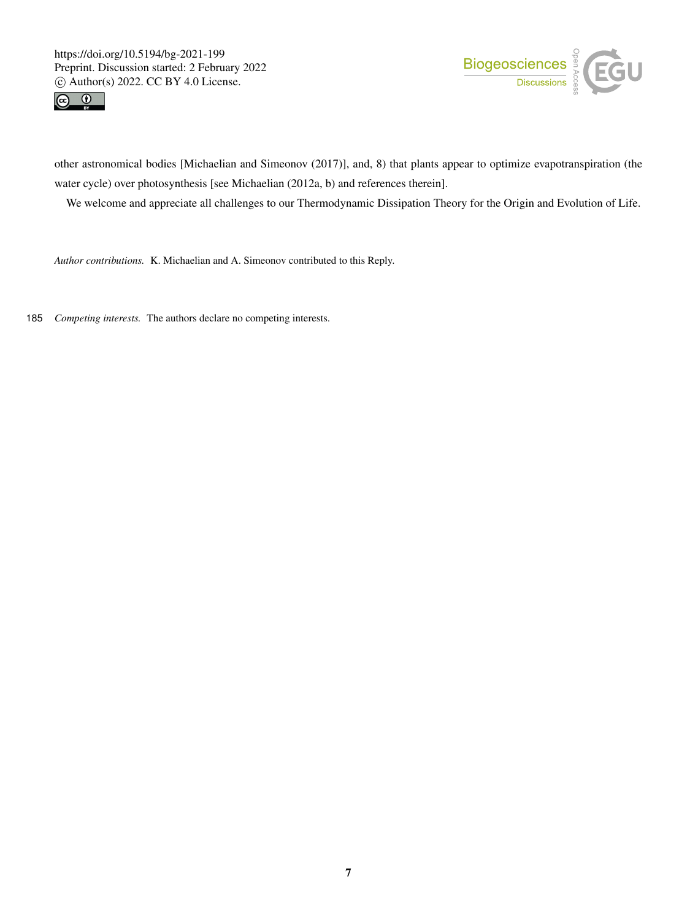other astronomical bodies [Michaelian and Simeonov (2017)], and, 8) that plants appear to optimize evapotranspiration (the water cycle) over photosynthesis [see Michaelian (2012a, b) and references therein].

We welcome and appreciate all challenges to our Thermodynamic Dissipation Theory for the Origin and Evolution of Life.

*Author contributions.* K. Michaelian and A. Simeonov contributed to this Reply.

*Competing interests.* The authors declare no competing interests.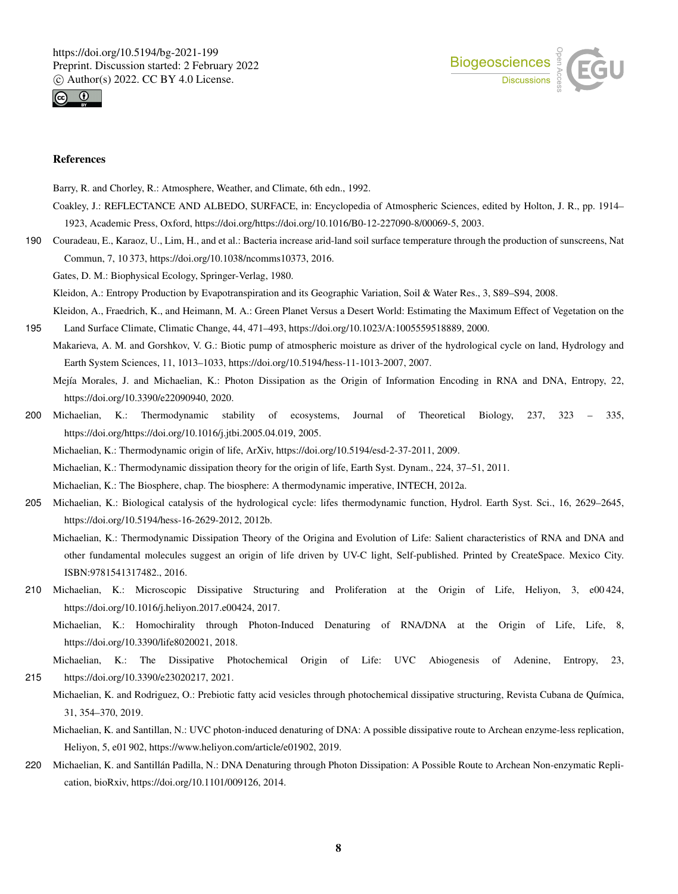## References

Barry, R. and Chorley, R.: Atmosphere, Weather, and Climate, 6th edn., 1992.

Coakley, J.: REFLECTANCE AND ALBEDO, SURFACE, in: Encyclopedia of Atmospheric Sciences, edited by Holton, J. R., pp. 1914–1923, Academic Press, Oxford, https://doi.org/https://doi.org/10.1016/B0-12-227090-8/00069-5, 2003.

Couradeau, E., Karaoz, U., Lim, H., and et al.: Bacteria increase arid-land soil surface temperature through the production of sunscreens, Nat Commun, 7, 10 373, https://doi.org/10.1038/ncomms10373, 2016.

Gates, D. M.: Biophysical Ecology, Springer-Verlag, 1980.

Kleidon, A.: Entropy Production by Evapotranspiration and its Geographic Variation, Soil & Water Res., 3, S89–S94, 2008.

Kleidon, A., Fraedrich, K., and Heimann, M. A.: Green Planet Versus a Desert World: Estimating the Maximum Effect of Vegetation on the Land Surface Climate, Climatic Change, 44, 471–493, https://doi.org/10.1023/A:1005559518889, 2000.

Makarieva, A. M. and Gorshkov, V. G.: Biotic pump of atmospheric moisture as driver of the hydrological cycle on land, Hydrology and Earth System Sciences, 11, 1013–1033, https://doi.org/10.5194/hess-11-1013-2007, 2007.

Mejía Morales, J. and Michaelian, K.: Photon Dissipation as the Origin of Information Encoding in RNA and DNA, Entropy, 22, https://doi.org/10.3390/e22090940, 2020.

Michaelian, K.: Thermodynamic stability of ecosystems, Journal of Theoretical Biology, 237, 323 – 335, https://doi.org/https://doi.org/10.1016/j.jtbi.2005.04.019, 2005.

Michaelian, K.: Thermodynamic origin of life, ArXiv, https://doi.org/10.5194/esd-2-37-2011, 2009.

Michaelian, K.: Thermodynamic dissipation theory for the origin of life, Earth Syst. Dynam., 224, 37–51, 2011.

Michaelian, K.: The Biosphere, chap. The biosphere: A thermodynamic imperative, INTECH, 2012a.

Michaelian, K.: Biological catalysis of the hydrological cycle: lifes thermodynamic function, Hydrol. Earth Syst. Sci., 16, 2629–2645, https://doi.org/10.5194/hess-16-2629-2012, 2012b.

Michaelian, K.: Thermodynamic Dissipation Theory of the Origina and Evolution of Life: Salient characteristics of RNA and DNA and other fundamental molecules suggest an origin of life driven by UV-C light, Self-published. Printed by CreateSpace. Mexico City. ISBN:9781541317482., 2016.

Michaelian, K.: Microscopic Dissipative Structuring and Proliferation at the Origin of Life, Heliyon, 3, e00 424, https://doi.org/10.1016/j.heliyon.2017.e00424, 2017.

Michaelian, K.: Homochirality through Photon-Induced Denaturing of RNA/DNA at the Origin of Life, Life, 8, https://doi.org/10.3390/life8020021, 2018.

Michaelian, K.: The Dissipative Photochemical Origin of Life: UVC Abiogenesis of Adenine, Entropy, 23, https://doi.org/10.3390/e23020217, 2021.

Michaelian, K. and Rodriguez, O.: Prebiotic fatty acid vesicles through photochemical dissipative structuring, Revista Cubana de Química, 31, 354–370, 2019.

Michaelian, K. and Santillan, N.: UVC photon-induced denaturing of DNA: A possible dissipative route to Archean enzyme-less replication, Heliyon, 5, e01 902, https://www.heliyon.com/article/e01902, 2019.

Michaelian, K. and Santillán Padilla, N.: DNA Denaturing through Photon Dissipation: A Possible Route to Archean Non-enzymatic Replication, bioRxiv, https://doi.org/10.1101/009126, 2014.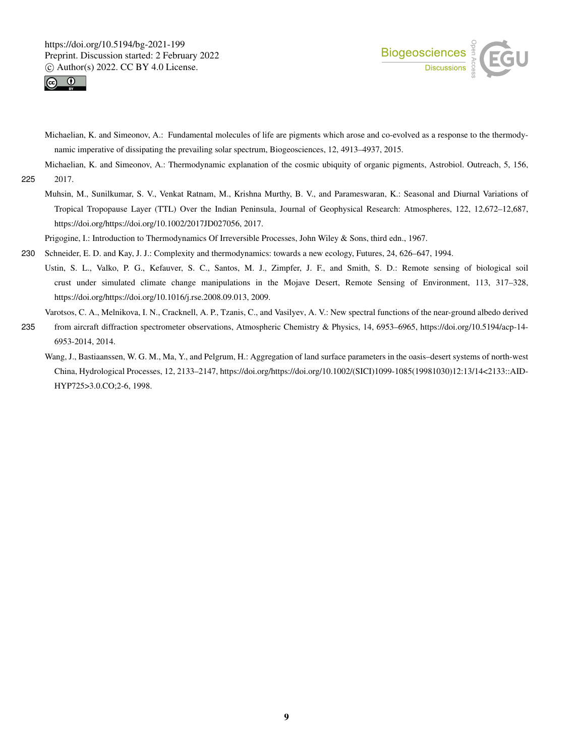Michaelian, K. and Simeonov, A.: Fundamental molecules of life are pigments which arose and co-evolved as a response to the thermodynamic imperative of dissipating the prevailing solar spectrum, Biogeosciences, 12, 4913–4937, 2015.

Michaelian, K. and Simeonov, A.: Thermodynamic explanation of the cosmic ubiquity of organic pigments, Astrobiol. Outreach, 5, 156, 2017.

Muhsin, M., Sunilkumar, S. V., Venkat Ratnam, M., Krishna Murthy, B. V., and Parameswaran, K.: Seasonal and Diurnal Variations of Tropical Tropopause Layer (TTL) Over the Indian Peninsula, Journal of Geophysical Research: Atmospheres, 122, 12,672–12,687, https://doi.org/https://doi.org/10.1002/2017JD027056, 2017.

Prigogine, I.: Introduction to Thermodynamics Of Irreversible Processes, John Wiley & Sons, third edn., 1967.

Schneider, E. D. and Kay, J. J.: Complexity and thermodynamics: towards a new ecology, Futures, 24, 626–647, 1994.

Ustin, S. L., Valko, P. G., Kefauver, S. C., Santos, M. J., Zimpfer, J. F., and Smith, S. D.: Remote sensing of biological soil crust under simulated climate change manipulations in the Mojave Desert, Remote Sensing of Environment, 113, 317–328, https://doi.org/https://doi.org/10.1016/j.rse.2008.09.013, 2009.

Varotsos, C. A., Melnikova, I. N., Cracknell, A. P., Tzanis, C., and Vasilyev, A. V.: New spectral functions of the near-ground albedo derived from aircraft diffraction spectrometer observations, Atmospheric Chemistry & Physics, 14, 6953–6965, https://doi.org/10.5194/acp-14-6953-2014, 2014.

Wang, J., Bastiaanssen, W. G. M., Ma, Y., and Pelgrum, H.: Aggregation of land surface parameters in the oasis–desert systems of north-west China, Hydrological Processes, 12, 2133–2147, https://doi.org/https://doi.org/10.1002/(SICI)1099-1085(19981030)12:13/14<2133::AID-HYP725>3.0.CO;2-6, 1998.